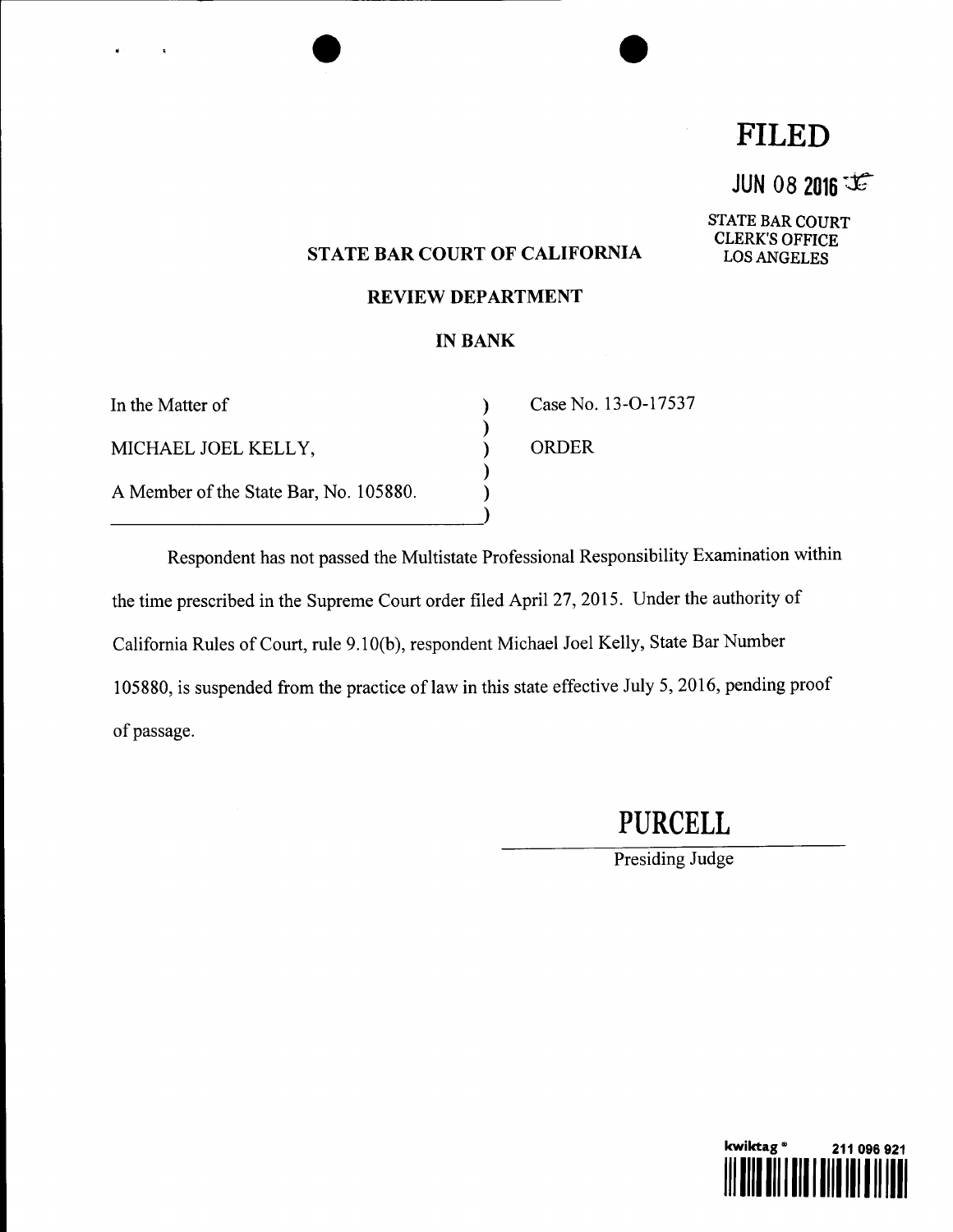# FILED

JUN 08 2016

STATE BAR COURT
CLERK'S OFFICE
LOS ANGELES

## STATE BAR COURT OF CALIFORNIA

## REVIEW DEPARTMENT

## IN BANK

| | | |
|---|---|---|
| In the Matter of | ) | Case No. 13-O-17537 |
| | ) | |
| MICHAEL JOEL KELLY, | ) | ORDER |
| | ) | |
| A Member of the State Bar, No. 105880. | ) | |

Respondent has not passed the Multistate Professional Responsibility Examination within the time prescribed in the Supreme Court order filed April 27, 2015. Under the authority of California Rules of Court, rule 9.10(b), respondent Michael Joel Kelly, State Bar Number 105880, is suspended from the practice of law in this state effective July 5, 2016, pending proof of passage.

**PURCELL**
Presiding Judge

kwiktag® 211 096 921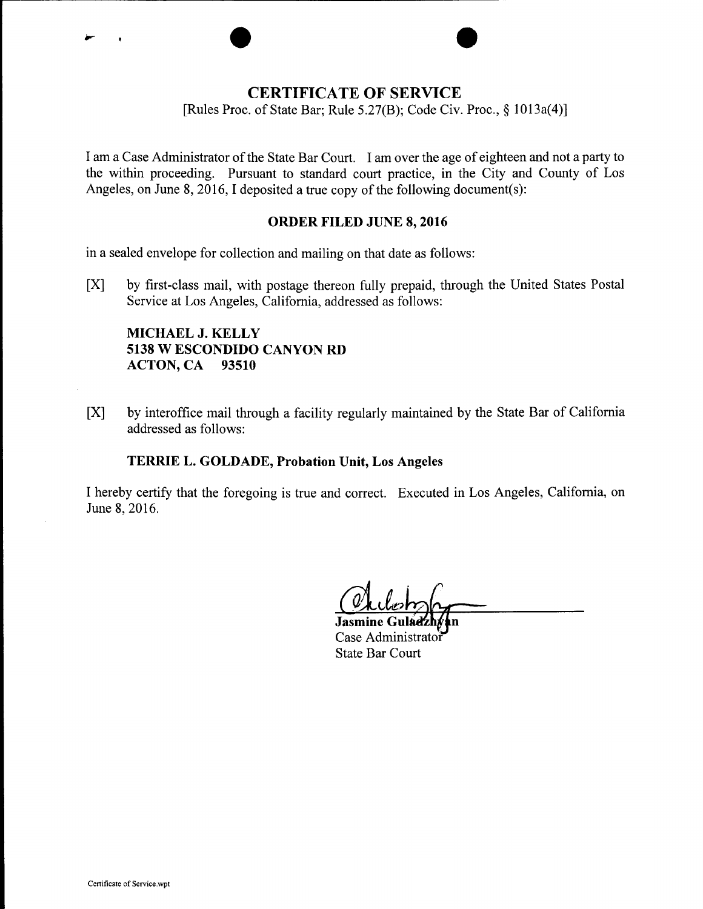## CERTIFICATE OF SERVICE

[Rules Proc. of State Bar; Rule 5.27(B); Code Civ. Proc., § 1013a(4)]

I am a Case Administrator of the State Bar Court. I am over the age of eighteen and not a party to the within proceeding. Pursuant to standard court practice, in the City and County of Los Angeles, on June 8, 2016, I deposited a true copy of the following document(s):

**ORDER FILED JUNE 8, 2016**

in a sealed envelope for collection and mailing on that date as follows:

[X] by first-class mail, with postage thereon fully prepaid, through the United States Postal Service at Los Angeles, California, addressed as follows:

**MICHAEL J. KELLY**
**5138 W ESCONDIDO CANYON RD**
**ACTON, CA 93510**

[X] by interoffice mail through a facility regularly maintained by the State Bar of California addressed as follows:

**TERRIE L. GOLDADE, Probation Unit, Los Angeles**

I hereby certify that the foregoing is true and correct. Executed in Los Angeles, California, on June 8, 2016.

**Jasmine Guladzhyan**
Case Administrator
State Bar Court

Certificate of Service.wpt